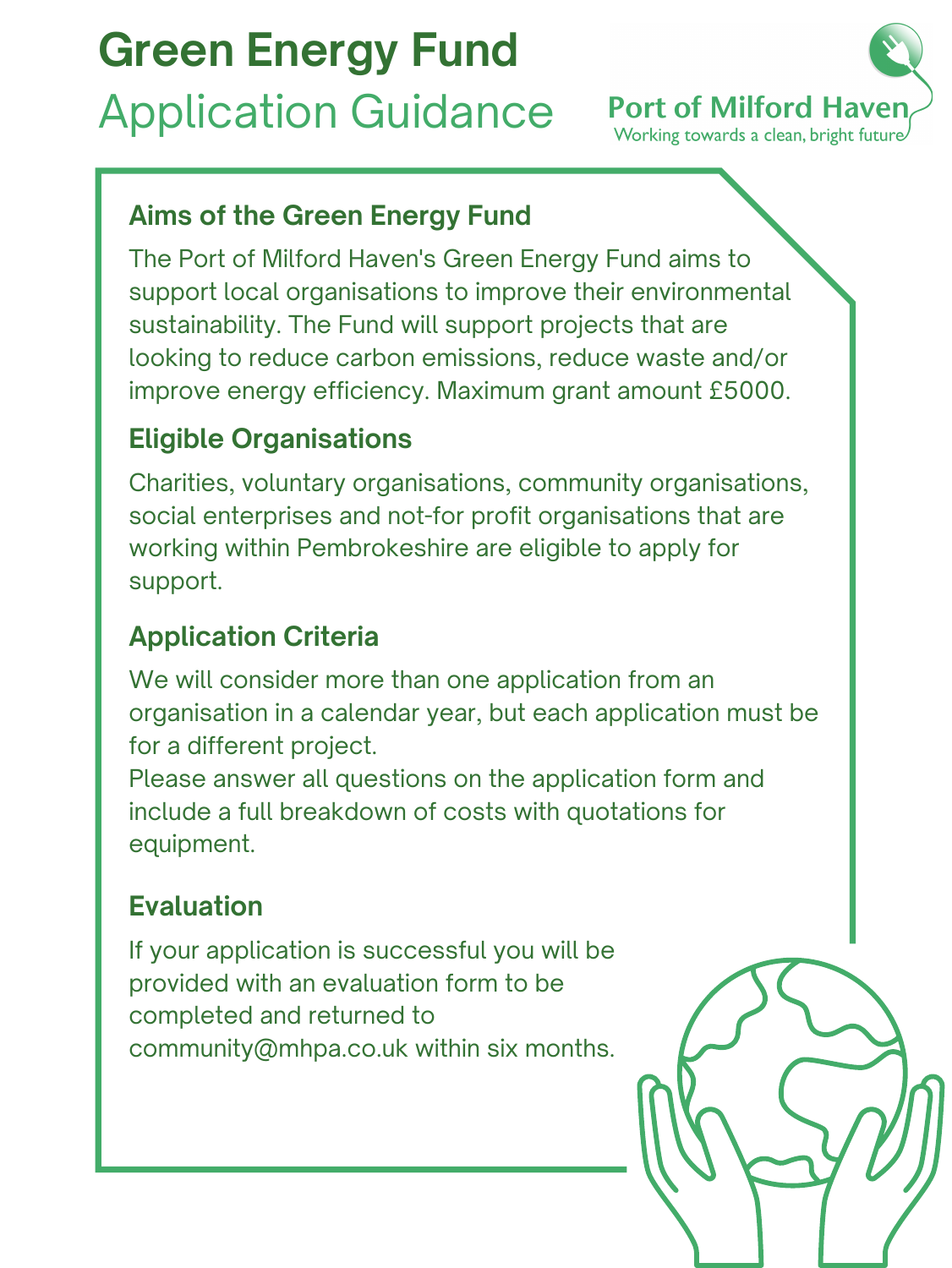# Green Energy Fund

## Application Guidance

Port of Milford Haven
Working towards a clean, bright future

### Aims of the Green Energy Fund

The Port of Milford Haven's Green Energy Fund aims to support local organisations to improve their environmental sustainability. The Fund will support projects that are looking to reduce carbon emissions, reduce waste and/or improve energy efficiency. Maximum grant amount £5000.

### Eligible Organisations

Charities, voluntary organisations, community organisations, social enterprises and not-for profit organisations that are working within Pembrokeshire are eligible to apply for support.

### Application Criteria

We will consider more than one application from an organisation in a calendar year, but each application must be for a different project.

Please answer all questions on the application form and include a full breakdown of costs with quotations for equipment.

### Evaluation

If your application is successful you will be provided with an evaluation form to be completed and returned to community@mhpa.co.uk within six months.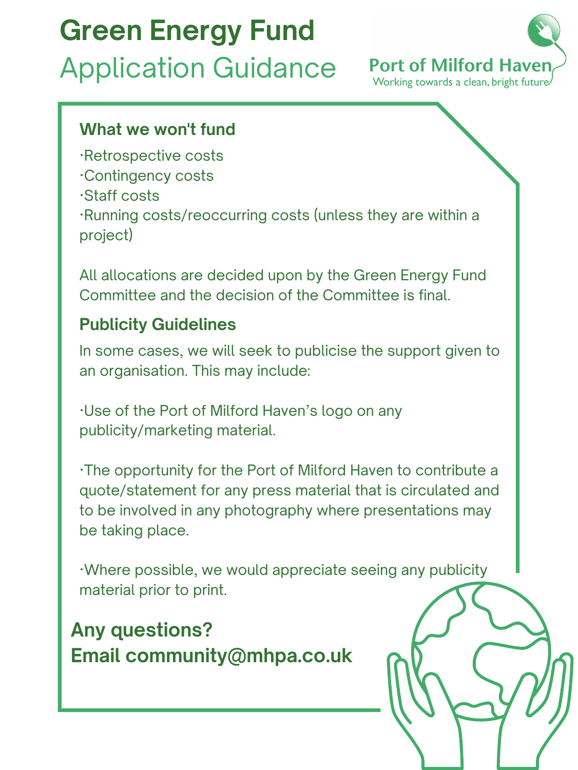# Green Energy Fund

## Application Guidance

Port of Milford Haven
Working towards a clean, bright future

### What we won't fund

- Retrospective costs
- Contingency costs
- Staff costs
- Running costs/reoccurring costs (unless they are within a project)

All allocations are decided upon by the Green Energy Fund Committee and the decision of the Committee is final.

### Publicity Guidelines

In some cases, we will seek to publicise the support given to an organisation. This may include:

- Use of the Port of Milford Haven's logo on any publicity/marketing material.

- The opportunity for the Port of Milford Haven to contribute a quote/statement for any press material that is circulated and to be involved in any photography where presentations may be taking place.

- Where possible, we would appreciate seeing any publicity material prior to print.

**Any questions?**
**Email community@mhpa.co.uk**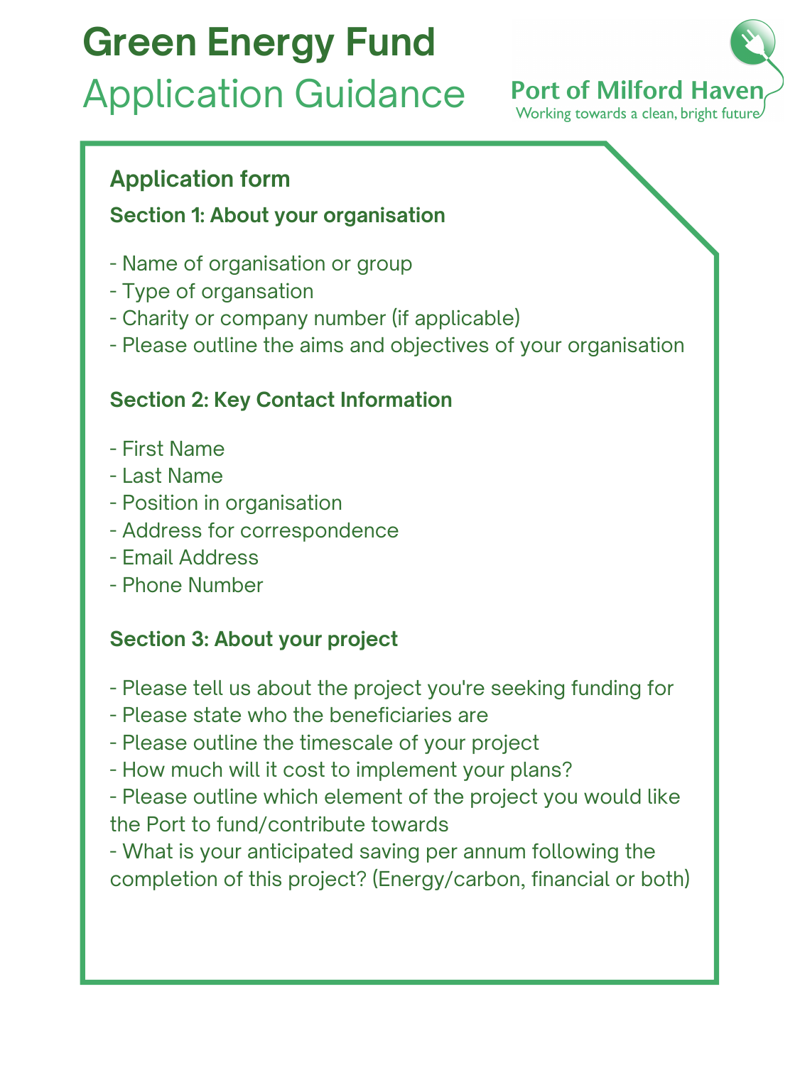# Green Energy Fund

## Application Guidance

Port of Milford Haven
Working towards a clean, bright future

### Application form

#### Section 1: About your organisation

- Name of organisation or group
- Type of organsation
- Charity or company number (if applicable)
- Please outline the aims and objectives of your organisation

#### Section 2: Key Contact Information

- First Name
- Last Name
- Position in organisation
- Address for correspondence
- Email Address
- Phone Number

#### Section 3: About your project

- Please tell us about the project you're seeking funding for
- Please state who the beneficiaries are
- Please outline the timescale of your project
- How much will it cost to implement your plans?
- Please outline which element of the project you would like the Port to fund/contribute towards
- What is your anticipated saving per annum following the completion of this project? (Energy/carbon, financial or both)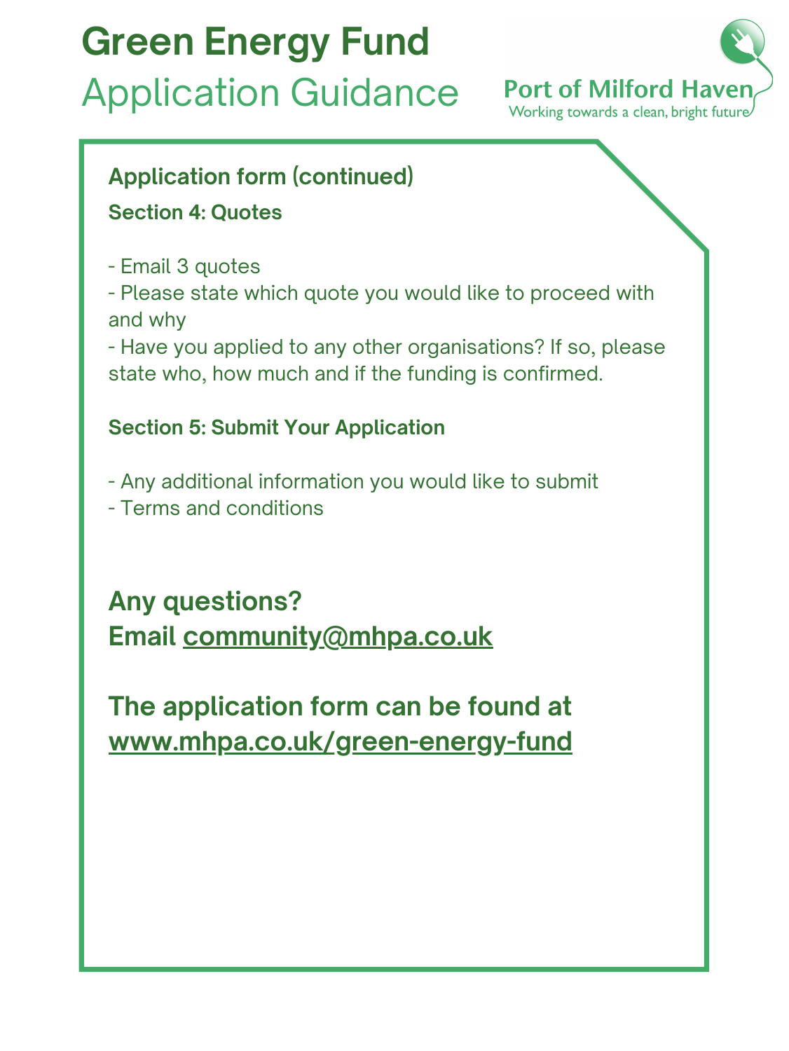# Green Energy Fund

## Application Guidance

Port of Milford Haven
Working towards a clean, bright future

### Application form (continued)

#### Section 4: Quotes

- Email 3 quotes
- Please state which quote you would like to proceed with and why
- Have you applied to any other organisations? If so, please state who, how much and if the funding is confirmed.

#### Section 5: Submit Your Application

- Any additional information you would like to submit
- Terms and conditions

**Any questions?**
**Email community@mhpa.co.uk**

**The application form can be found at www.mhpa.co.uk/green-energy-fund**